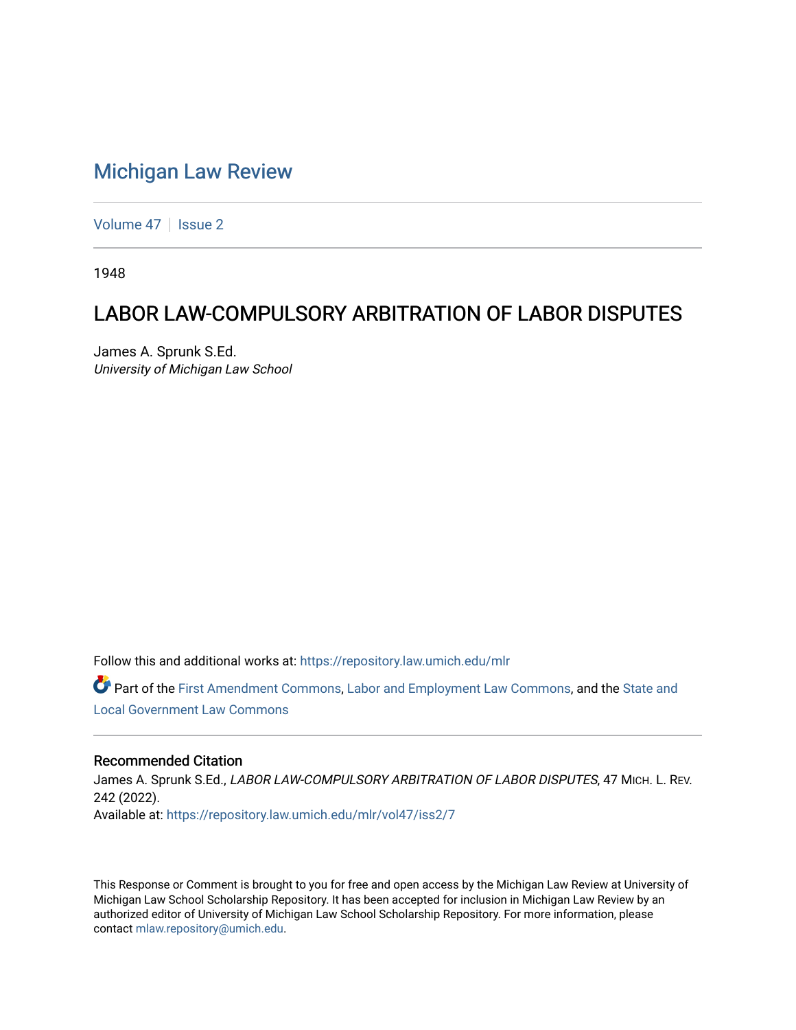# Michigan Law Review

Volume 47 | Issue 2

1948

## LABOR LAW-COMPULSORY ARBITRATION OF LABOR DISPUTES

James A. Sprunk S.Ed.
*University of Michigan Law School*

Follow this and additional works at: https://repository.law.umich.edu/mlr

Part of the First Amendment Commons, Labor and Employment Law Commons, and the State and Local Government Law Commons

### Recommended Citation

James A. Sprunk S.Ed., *LABOR LAW-COMPULSORY ARBITRATION OF LABOR DISPUTES*, 47 MICH. L. REV. 242 (2022).
Available at: https://repository.law.umich.edu/mlr/vol47/iss2/7

This Response or Comment is brought to you for free and open access by the Michigan Law Review at University of Michigan Law School Scholarship Repository. It has been accepted for inclusion in Michigan Law Review by an authorized editor of University of Michigan Law School Scholarship Repository. For more information, please contact mlaw.repository@umich.edu.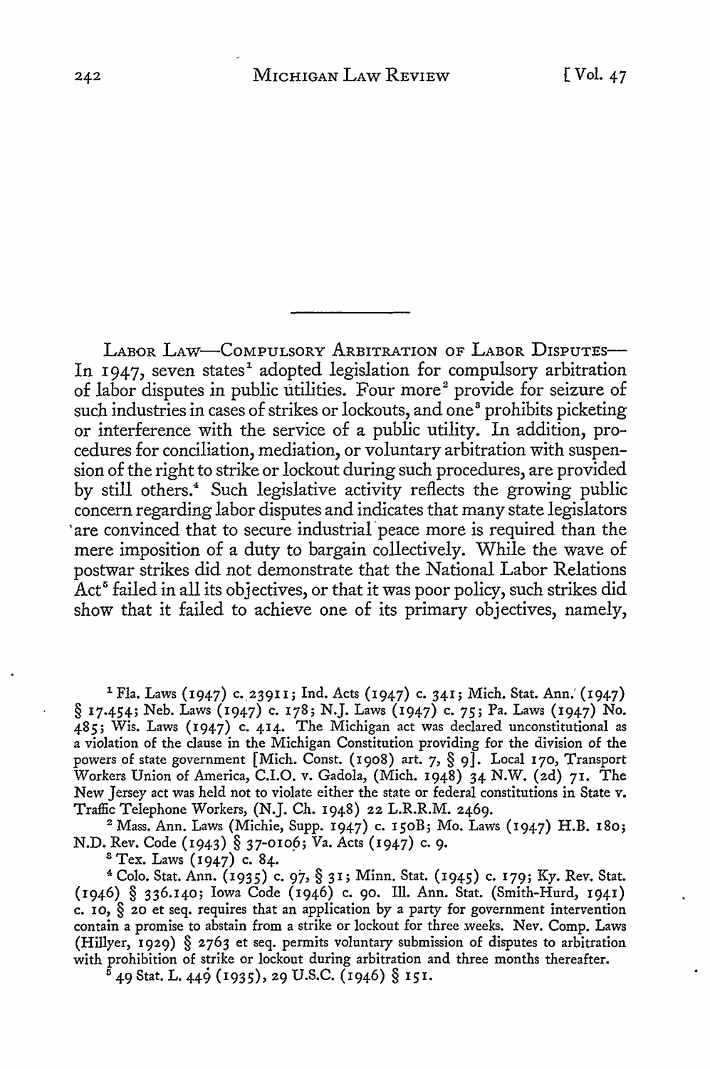Labor Law—Compulsory Arbitration of Labor Disputes—In 1947, seven states[1] adopted legislation for compulsory arbitration of labor disputes in public utilities. Four more[2] provide for seizure of such industries in cases of strikes or lockouts, and one[3] prohibits picketing or interference with the service of a public utility. In addition, procedures for conciliation, mediation, or voluntary arbitration with suspension of the right to strike or lockout during such procedures, are provided by still others.[4] Such legislative activity reflects the growing public concern regarding labor disputes and indicates that many state legislators are convinced that to secure industrial peace more is required than the mere imposition of a duty to bargain collectively. While the wave of postwar strikes did not demonstrate that the National Labor Relations Act[5] failed in all its objectives, or that it was poor policy, such strikes did show that it failed to achieve one of its primary objectives, namely,

---

[1] Fla. Laws (1947) c. 23911; Ind. Acts (1947) c. 341; Mich. Stat. Ann. (1947) § 17.454; Neb. Laws (1947) c. 178; N.J. Laws (1947) c. 75; Pa. Laws (1947) No. 485; Wis. Laws (1947) c. 414. The Michigan act was declared unconstitutional as a violation of the clause in the Michigan Constitution providing for the division of the powers of state government [Mich. Const. (1908) art. 7, § 9]. Local 170, Transport Workers Union of America, C.I.O. v. Gadola, (Mich. 1948) 34 N.W. (2d) 71. The New Jersey act was held not to violate either the state or federal constitutions in State v. Traffic Telephone Workers, (N.J. Ch. 1948) 22 L.R.R.M. 2469.

[2] Mass. Ann. Laws (Michie, Supp. 1947) c. 150B; Mo. Laws (1947) H.B. 180; N.D. Rev. Code (1943) § 37-0106; Va. Acts (1947) c. 9.

[3] Tex. Laws (1947) c. 84.

[4] Colo. Stat. Ann. (1935) c. 97, § 31; Minn. Stat. (1945) c. 179; Ky. Rev. Stat. (1946) § 336.140; Iowa Code (1946) c. 90. Ill. Ann. Stat. (Smith-Hurd, 1941) c. 10, § 20 et seq. requires that an application by a party for government intervention contain a promise to abstain from a strike or lockout for three weeks. Nev. Comp. Laws (Hillyer, 1929) § 2763 et seq. permits voluntary submission of disputes to arbitration with prohibition of strike or lockout during arbitration and three months thereafter.

[5] 49 Stat. L. 449 (1935), 29 U.S.C. (1946) § 151.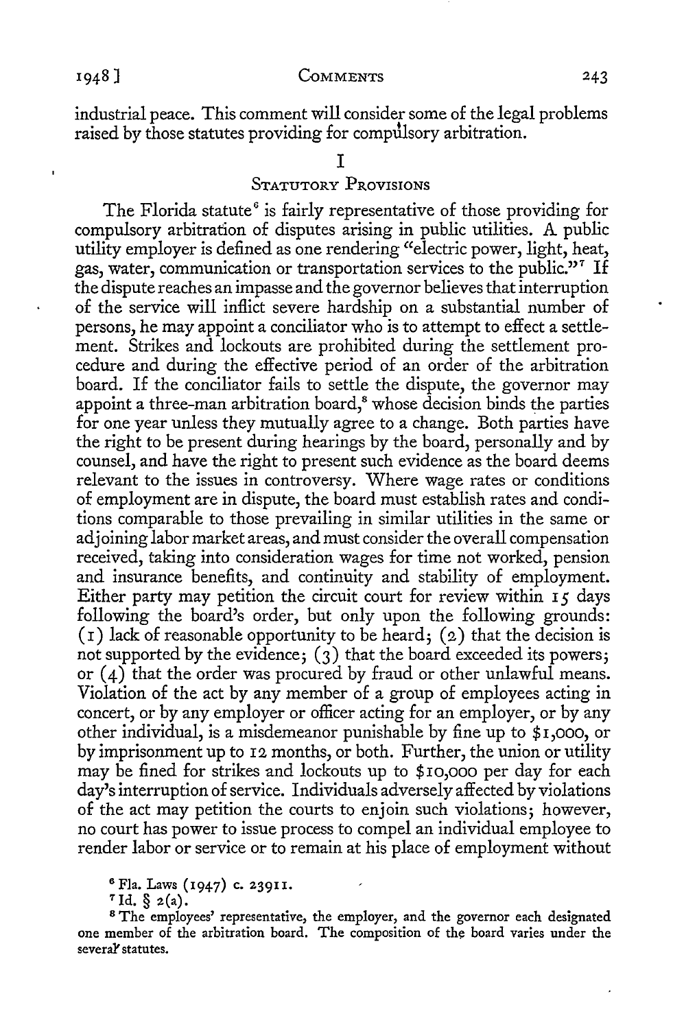industrial peace. This comment will consider some of the legal problems raised by those statutes providing for compulsory arbitration.

## I

### Statutory Provisions

The Florida statute[6] is fairly representative of those providing for compulsory arbitration of disputes arising in public utilities. A public utility employer is defined as one rendering "electric power, light, heat, gas, water, communication or transportation services to the public."[7] If the dispute reaches an impasse and the governor believes that interruption of the service will inflict severe hardship on a substantial number of persons, he may appoint a conciliator who is to attempt to effect a settlement. Strikes and lockouts are prohibited during the settlement procedure and during the effective period of an order of the arbitration board. If the conciliator fails to settle the dispute, the governor may appoint a three-man arbitration board,[8] whose decision binds the parties for one year unless they mutually agree to a change. Both parties have the right to be present during hearings by the board, personally and by counsel, and have the right to present such evidence as the board deems relevant to the issues in controversy. Where wage rates or conditions of employment are in dispute, the board must establish rates and conditions comparable to those prevailing in similar utilities in the same or adjoining labor market areas, and must consider the overall compensation received, taking into consideration wages for time not worked, pension and insurance benefits, and continuity and stability of employment. Either party may petition the circuit court for review within 15 days following the board's order, but only upon the following grounds: (1) lack of reasonable opportunity to be heard; (2) that the decision is not supported by the evidence; (3) that the board exceeded its powers; or (4) that the order was procured by fraud or other unlawful means. Violation of the act by any member of a group of employees acting in concert, or by any employer or officer acting for an employer, or by any other individual, is a misdemeanor punishable by fine up to $1,000, or by imprisonment up to 12 months, or both. Further, the union or utility may be fined for strikes and lockouts up to $10,000 per day for each day's interruption of service. Individuals adversely affected by violations of the act may petition the courts to enjoin such violations; however, no court has power to issue process to compel an individual employee to render labor or service or to remain at his place of employment without

[6] Fla. Laws (1947) c. 23911.

[7] Id. § 2(a).

[8] The employees' representative, the employer, and the governor each designated one member of the arbitration board. The composition of the board varies under the several statutes.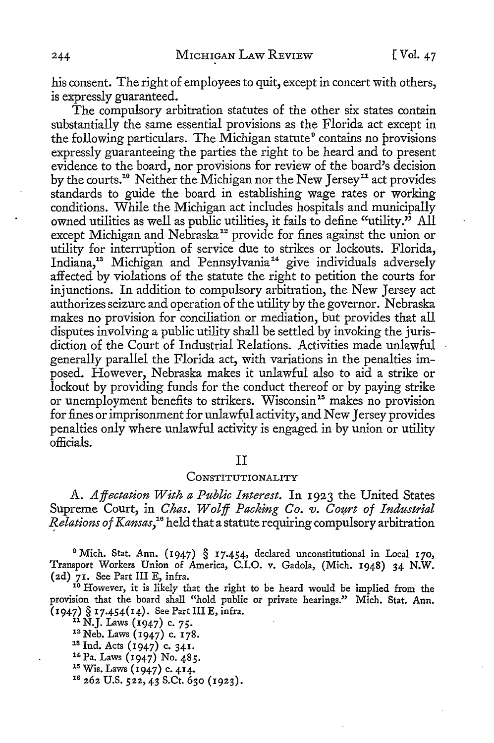his consent. The right of employees to quit, except in concert with others, is expressly guaranteed.

The compulsory arbitration statutes of the other six states contain substantially the same essential provisions as the Florida act except in the following particulars. The Michigan statute[9] contains no provisions expressly guaranteeing the parties the right to be heard and to present evidence to the board, nor provisions for review of the board's decision by the courts.[10] Neither the Michigan nor the New Jersey[11] act provides standards to guide the board in establishing wage rates or working conditions. While the Michigan act includes hospitals and municipally owned utilities as well as public utilities, it fails to define "utility." All except Michigan and Nebraska[12] provide for fines against the union or utility for interruption of service due to strikes or lockouts. Florida, Indiana,[13] Michigan and Pennsylvania[14] give individuals adversely affected by violations of the statute the right to petition the courts for injunctions. In addition to compulsory arbitration, the New Jersey act authorizes seizure and operation of the utility by the governor. Nebraska makes no provision for conciliation or mediation, but provides that all disputes involving a public utility shall be settled by invoking the jurisdiction of the Court of Industrial Relations. Activities made unlawful generally parallel the Florida act, with variations in the penalties imposed. However, Nebraska makes it unlawful also to aid a strike or lockout by providing funds for the conduct thereof or by paying strike or unemployment benefits to strikers. Wisconsin[15] makes no provision for fines or imprisonment for unlawful activity, and New Jersey provides penalties only where unlawful activity is engaged in by union or utility officials.

## II

### Constitutionality

A. *Affectation With a Public Interest.* In 1923 the United States Supreme Court, in *Chas. Wolff Packing Co. v. Court of Industrial Relations of Kansas,*[16] held that a statute requiring compulsory arbitration

---

[9] Mich. Stat. Ann. (1947) § 17.454, declared unconstitutional in Local 170, Transport Workers Union of America, C.I.O. v. Gadola, (Mich. 1948) 34 N.W. (2d) 71. See Part III E, infra.

[10] However, it is likely that the right to be heard would be implied from the provision that the board shall "hold public or private hearings." Mich. Stat. Ann. (1947) § 17.454(14). See Part III E, infra.

[11] N.J. Laws (1947) c. 75.

[12] Neb. Laws (1947) c. 178.

[13] Ind. Acts (1947) c. 341.

[14] Pa. Laws (1947) No. 485.

[15] Wis. Laws (1947) c. 414.

[16] 262 U.S. 522, 43 S.Ct. 630 (1923).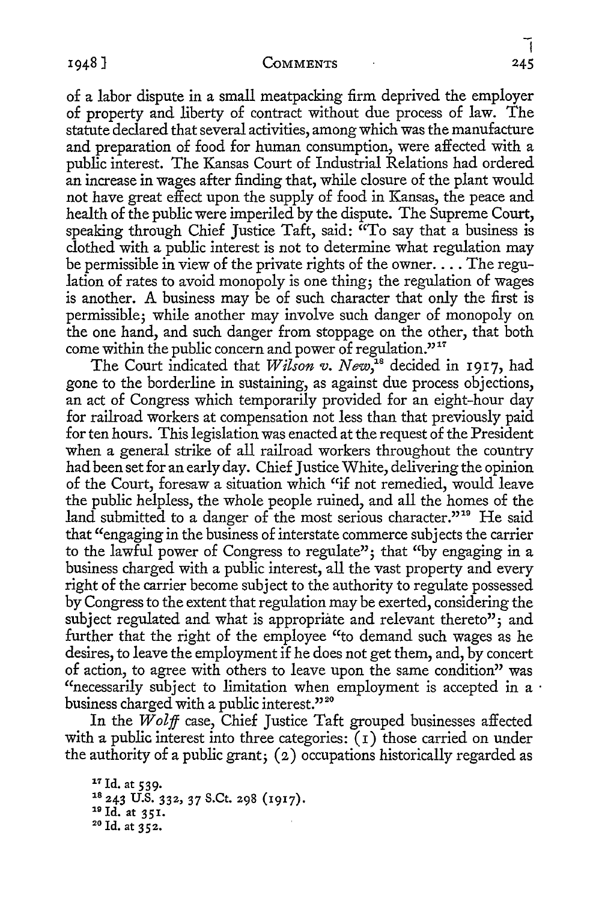of a labor dispute in a small meatpacking firm deprived the employer of property and liberty of contract without due process of law. The statute declared that several activities, among which was the manufacture and preparation of food for human consumption, were affected with a public interest. The Kansas Court of Industrial Relations had ordered an increase in wages after finding that, while closure of the plant would not have great effect upon the supply of food in Kansas, the peace and health of the public were imperiled by the dispute. The Supreme Court, speaking through Chief Justice Taft, said: "To say that a business is clothed with a public interest is not to determine what regulation may be permissible in view of the private rights of the owner. . . . The regulation of rates to avoid monopoly is one thing; the regulation of wages is another. A business may be of such character that only the first is permissible; while another may involve such danger of monopoly on the one hand, and such danger from stoppage on the other, that both come within the public concern and power of regulation."[17]

The Court indicated that *Wilson v. New*,[18] decided in 1917, had gone to the borderline in sustaining, as against due process objections, an act of Congress which temporarily provided for an eight-hour day for railroad workers at compensation not less than that previously paid for ten hours. This legislation was enacted at the request of the President when a general strike of all railroad workers throughout the country had been set for an early day. Chief Justice White, delivering the opinion of the Court, foresaw a situation which "if not remedied, would leave the public helpless, the whole people ruined, and all the homes of the land submitted to a danger of the most serious character."[19] He said that "engaging in the business of interstate commerce subjects the carrier to the lawful power of Congress to regulate"; that "by engaging in a business charged with a public interest, all the vast property and every right of the carrier become subject to the authority to regulate possessed by Congress to the extent that regulation may be exerted, considering the subject regulated and what is appropriate and relevant thereto"; and further that the right of the employee "to demand such wages as he desires, to leave the employment if he does not get them, and, by concert of action, to agree with others to leave upon the same condition" was "necessarily subject to limitation when employment is accepted in a business charged with a public interest."[20]

In the *Wolff* case, Chief Justice Taft grouped businesses affected with a public interest into three categories: (1) those carried on under the authority of a public grant; (2) occupations historically regarded as

[17] Id. at 539.

[18] 243 U.S. 332, 37 S.Ct. 298 (1917).

[19] Id. at 351.

[20] Id. at 352.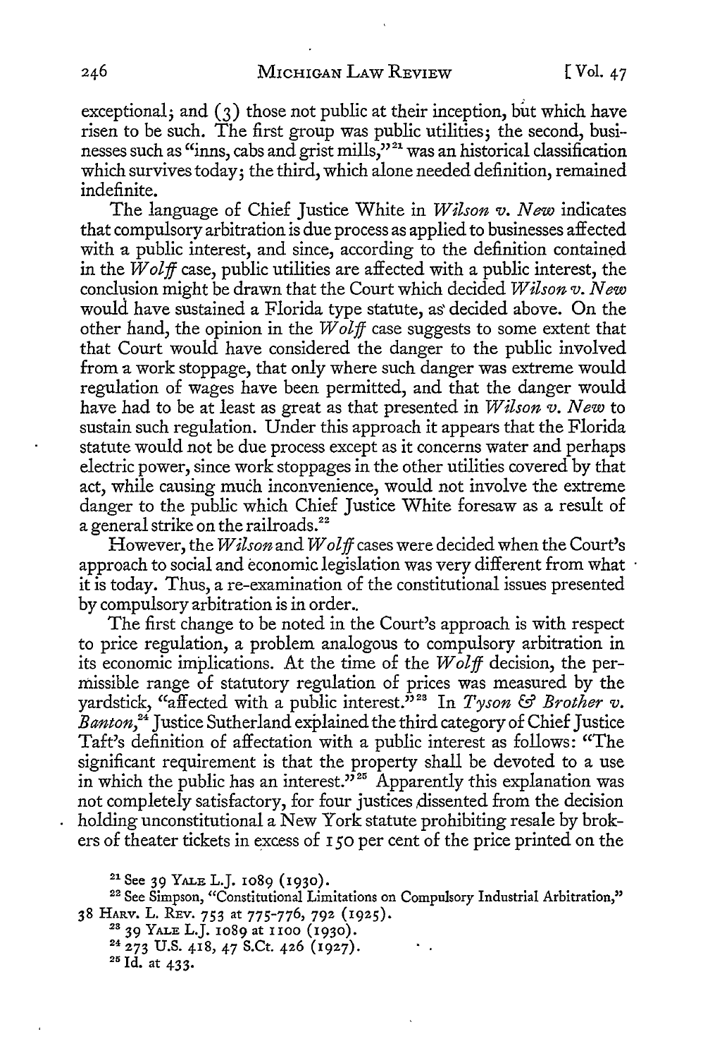exceptional; and (3) those not public at their inception, but which have risen to be such. The first group was public utilities; the second, businesses such as "inns, cabs and grist mills,"[21] was an historical classification which survives today; the third, which alone needed definition, remained indefinite.

The language of Chief Justice White in *Wilson v. New* indicates that compulsory arbitration is due process as applied to businesses affected with a public interest, and since, according to the definition contained in the *Wolff* case, public utilities are affected with a public interest, the conclusion might be drawn that the Court which decided *Wilson v. New* would have sustained a Florida type statute, as decided above. On the other hand, the opinion in the *Wolff* case suggests to some extent that that Court would have considered the danger to the public involved from a work stoppage, that only where such danger was extreme would regulation of wages have been permitted, and that the danger would have had to be at least as great as that presented in *Wilson v. New* to sustain such regulation. Under this approach it appears that the Florida statute would not be due process except as it concerns water and perhaps electric power, since work stoppages in the other utilities covered by that act, while causing much inconvenience, would not involve the extreme danger to the public which Chief Justice White foresaw as a result of a general strike on the railroads.[22]

However, the *Wilson* and *Wolff* cases were decided when the Court's approach to social and economic legislation was very different from what it is today. Thus, a re-examination of the constitutional issues presented by compulsory arbitration is in order.

The first change to be noted in the Court's approach is with respect to price regulation, a problem analogous to compulsory arbitration in its economic implications. At the time of the *Wolff* decision, the permissible range of statutory regulation of prices was measured by the yardstick, "affected with a public interest."[23] In *Tyson & Brother v. Banton*,[24] Justice Sutherland explained the third category of Chief Justice Taft's definition of affectation with a public interest as follows: "The significant requirement is that the property shall be devoted to a use in which the public has an interest."[25] Apparently this explanation was not completely satisfactory, for four justices dissented from the decision holding unconstitutional a New York statute prohibiting resale by brokers of theater tickets in excess of 150 per cent of the price printed on the

---

[21] See 39 YALE L.J. 1089 (1930).

[22] See Simpson, "Constitutional Limitations on Compulsory Industrial Arbitration," 38 HARV. L. REV. 753 at 775-776, 792 (1925).

[23] 39 YALE L.J. 1089 at 1100 (1930).

[24] 273 U.S. 418, 47 S.Ct. 426 (1927).

[25] Id. at 433.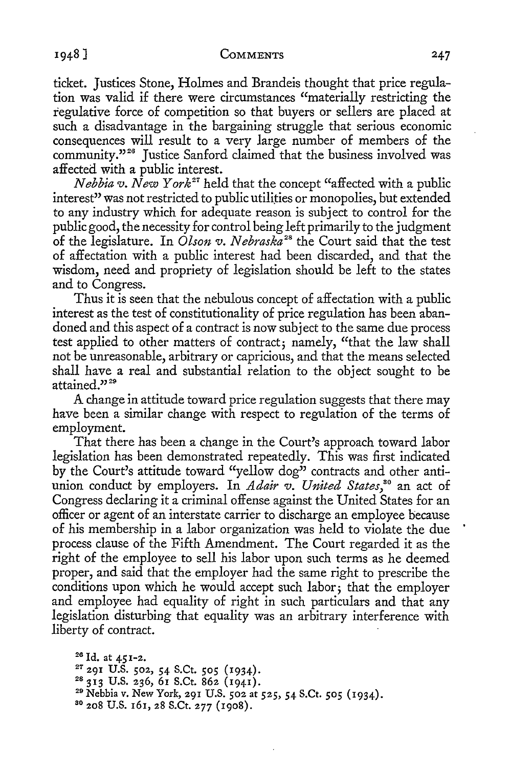ticket. Justices Stone, Holmes and Brandeis thought that price regulation was valid if there were circumstances "materially restricting the regulative force of competition so that buyers or sellers are placed at such a disadvantage in the bargaining struggle that serious economic consequences will result to a very large number of members of the community."[26] Justice Sanford claimed that the business involved was affected with a public interest.

*Nebbia v. New York*[27] held that the concept "affected with a public interest" was not restricted to public utilities or monopolies, but extended to any industry which for adequate reason is subject to control for the public good, the necessity for control being left primarily to the judgment of the legislature. In *Olson v. Nebraska*[28] the Court said that the test of affectation with a public interest had been discarded, and that the wisdom, need and propriety of legislation should be left to the states and to Congress.

Thus it is seen that the nebulous concept of affectation with a public interest as the test of constitutionality of price regulation has been abandoned and this aspect of a contract is now subject to the same due process test applied to other matters of contract; namely, "that the law shall not be unreasonable, arbitrary or capricious, and that the means selected shall have a real and substantial relation to the object sought to be attained."[29]

A change in attitude toward price regulation suggests that there may have been a similar change with respect to regulation of the terms of employment.

That there has been a change in the Court's approach toward labor legislation has been demonstrated repeatedly. This was first indicated by the Court's attitude toward "yellow dog" contracts and other anti-union conduct by employers. In *Adair v. United States*,[30] an act of Congress declaring it a criminal offense against the United States for an officer or agent of an interstate carrier to discharge an employee because of his membership in a labor organization was held to violate the due process clause of the Fifth Amendment. The Court regarded it as the right of the employee to sell his labor upon such terms as he deemed proper, and said that the employer had the same right to prescribe the conditions upon which he would accept such labor; that the employer and employee had equality of right in such particulars and that any legislation disturbing that equality was an arbitrary interference with liberty of contract.

[26] Id. at 451-2.

[27] 291 U.S. 502, 54 S.Ct. 505 (1934).

[28] 313 U.S. 236, 61 S.Ct. 862 (1941).

[29] Nebbia v. New York, 291 U.S. 502 at 525, 54 S.Ct. 505 (1934).

[30] 208 U.S. 161, 28 S.Ct. 277 (1908).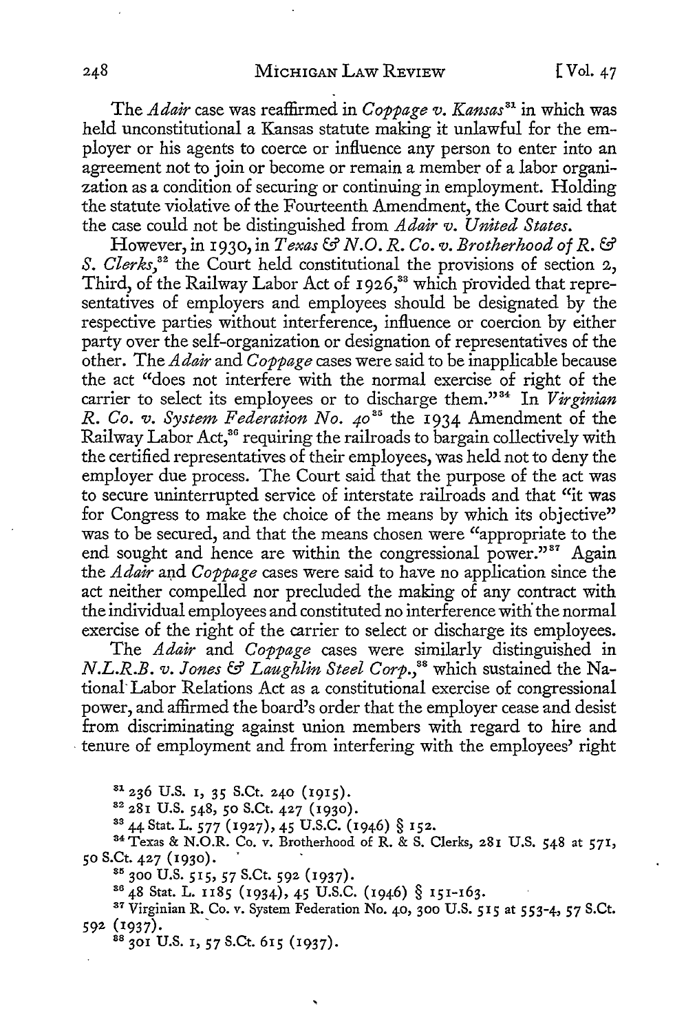The *Adair* case was reaffirmed in *Coppage v. Kansas*[31] in which was held unconstitutional a Kansas statute making it unlawful for the employer or his agents to coerce or influence any person to enter into an agreement not to join or become or remain a member of a labor organization as a condition of securing or continuing in employment. Holding the statute violative of the Fourteenth Amendment, the Court said that the case could not be distinguished from *Adair v. United States.*

However, in 1930, in *Texas & N.O. R. Co. v. Brotherhood of R. & S. Clerks*,[32] the Court held constitutional the provisions of section 2, Third, of the Railway Labor Act of 1926,[33] which provided that representatives of employers and employees should be designated by the respective parties without interference, influence or coercion by either party over the self-organization or designation of representatives of the other. The *Adair* and *Coppage* cases were said to be inapplicable because the act "does not interfere with the normal exercise of right of the carrier to select its employees or to discharge them."[34] In *Virginian R. Co. v. System Federation No. 40*[35] the 1934 Amendment of the Railway Labor Act,[36] requiring the railroads to bargain collectively with the certified representatives of their employees, was held not to deny the employer due process. The Court said that the purpose of the act was to secure uninterrupted service of interstate railroads and that "it was for Congress to make the choice of the means by which its objective" was to be secured, and that the means chosen were "appropriate to the end sought and hence are within the congressional power."[37] Again the *Adair* and *Coppage* cases were said to have no application since the act neither compelled nor precluded the making of any contract with the individual employees and constituted no interference with the normal exercise of the right of the carrier to select or discharge its employees.

The *Adair* and *Coppage* cases were similarly distinguished in *N.L.R.B. v. Jones & Laughlin Steel Corp.*,[38] which sustained the National Labor Relations Act as a constitutional exercise of congressional power, and affirmed the board's order that the employer cease and desist from discriminating against union members with regard to hire and tenure of employment and from interfering with the employees' right

[31] 236 U.S. 1, 35 S.Ct. 240 (1915).

[32] 281 U.S. 548, 50 S.Ct. 427 (1930).

[33] 44 Stat. L. 577 (1927), 45 U.S.C. (1946) § 152.

[34] Texas & N.O.R. Co. v. Brotherhood of R. & S. Clerks, 281 U.S. 548 at 571, 50 S.Ct. 427 (1930).

[35] 300 U.S. 515, 57 S.Ct. 592 (1937).

[36] 48 Stat. L. 1185 (1934), 45 U.S.C. (1946) § 151-163.

[37] Virginian R. Co. v. System Federation No. 40, 300 U.S. 515 at 553-4, 57 S.Ct. 592 (1937).

[38] 301 U.S. 1, 57 S.Ct. 615 (1937).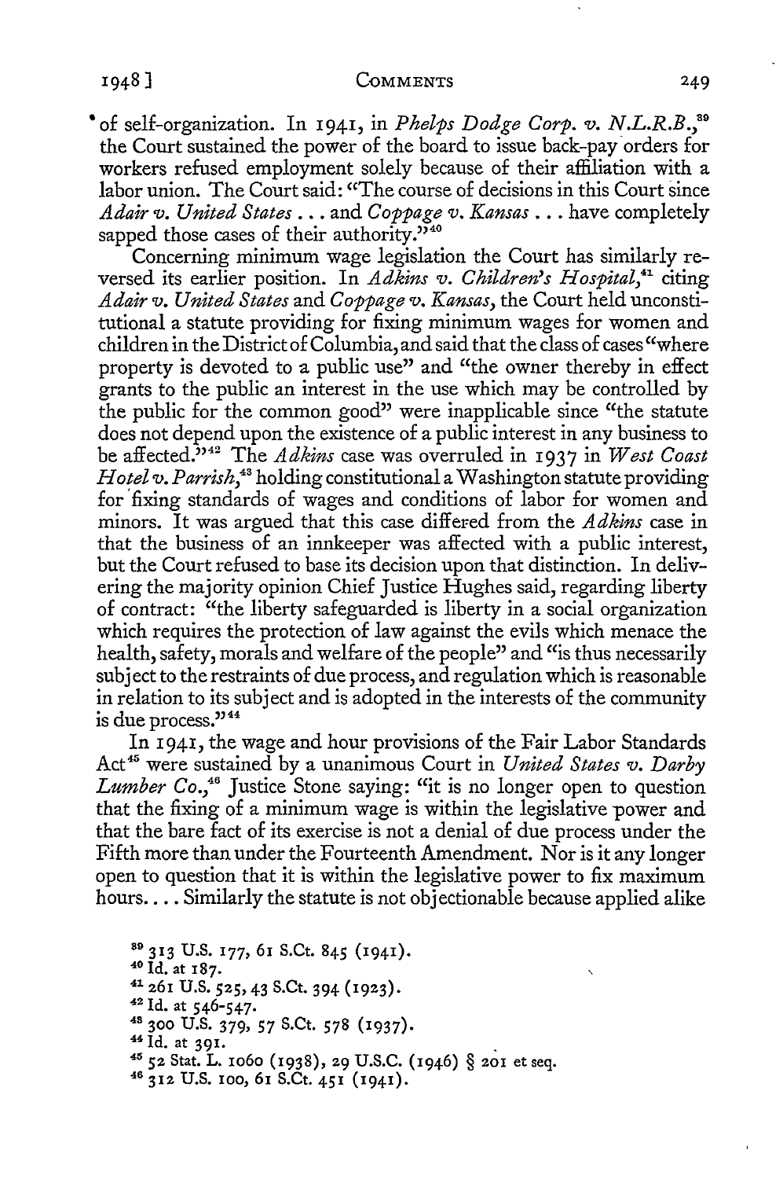of self-organization. In 1941, in *Phelps Dodge Corp. v. N.L.R.B.*,[39] the Court sustained the power of the board to issue back-pay orders for workers refused employment solely because of their affiliation with a labor union. The Court said: "The course of decisions in this Court since *Adair v. United States* . . . and *Coppage v. Kansas* . . . have completely sapped those cases of their authority."[40]

Concerning minimum wage legislation the Court has similarly reversed its earlier position. In *Adkins v. Children's Hospital*,[41] citing *Adair v. United States* and *Coppage v. Kansas*, the Court held unconstitutional a statute providing for fixing minimum wages for women and children in the District of Columbia, and said that the class of cases "where property is devoted to a public use" and "the owner thereby in effect grants to the public an interest in the use which may be controlled by the public for the common good" were inapplicable since "the statute does not depend upon the existence of a public interest in any business to be affected."[42] The *Adkins* case was overruled in 1937 in *West Coast Hotel v. Parrish*,[43] holding constitutional a Washington statute providing for fixing standards of wages and conditions of labor for women and minors. It was argued that this case differed from the *Adkins* case in that the business of an innkeeper was affected with a public interest, but the Court refused to base its decision upon that distinction. In delivering the majority opinion Chief Justice Hughes said, regarding liberty of contract: "the liberty safeguarded is liberty in a social organization which requires the protection of law against the evils which menace the health, safety, morals and welfare of the people" and "is thus necessarily subject to the restraints of due process, and regulation which is reasonable in relation to its subject and is adopted in the interests of the community is due process."[44]

In 1941, the wage and hour provisions of the Fair Labor Standards Act[45] were sustained by a unanimous Court in *United States v. Darby Lumber Co.*,[46] Justice Stone saying: "it is no longer open to question that the fixing of a minimum wage is within the legislative power and that the bare fact of its exercise is not a denial of due process under the Fifth more than under the Fourteenth Amendment. Nor is it any longer open to question that it is within the legislative power to fix maximum hours. . . . Similarly the statute is not objectionable because applied alike

[39] 313 U.S. 177, 61 S.Ct. 845 (1941).

[40] Id. at 187.

[41] 261 U.S. 525, 43 S.Ct. 394 (1923).

[42] Id. at 546-547.

[43] 300 U.S. 379, 57 S.Ct. 578 (1937).

[44] Id. at 391.

[45] 52 Stat. L. 1060 (1938), 29 U.S.C. (1946) § 201 et seq.

[46] 312 U.S. 100, 61 S.Ct. 451 (1941).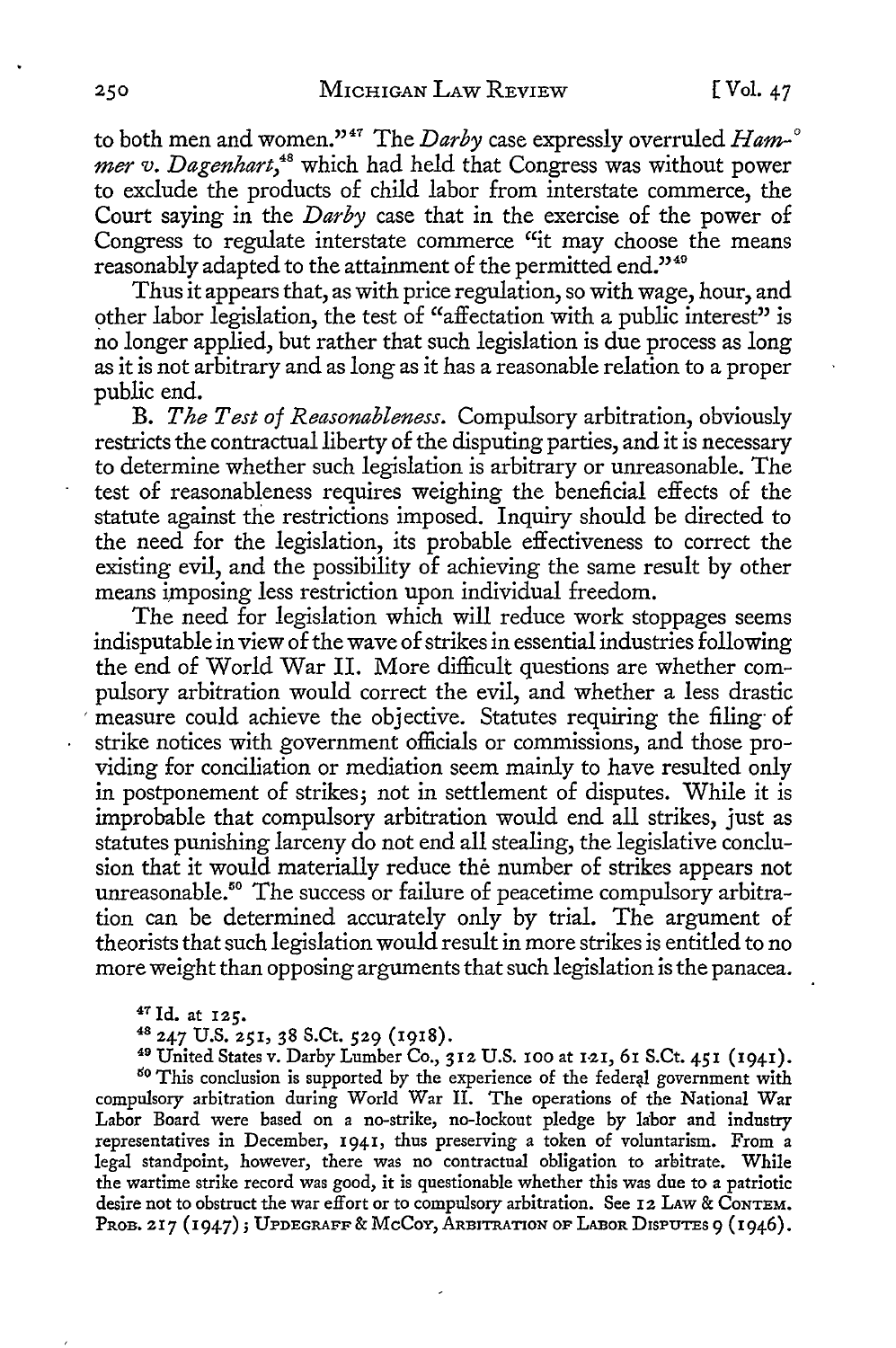to both men and women."[47] The *Darby* case expressly overruled *Hammer v. Dagenhart*,[48] which had held that Congress was without power to exclude the products of child labor from interstate commerce, the Court saying in the *Darby* case that in the exercise of the power of Congress to regulate interstate commerce "it may choose the means reasonably adapted to the attainment of the permitted end."[49]

Thus it appears that, as with price regulation, so with wage, hour, and other labor legislation, the test of "affectation with a public interest" is no longer applied, but rather that such legislation is due process as long as it is not arbitrary and as long as it has a reasonable relation to a proper public end.

B. *The Test of Reasonableness.* Compulsory arbitration, obviously restricts the contractual liberty of the disputing parties, and it is necessary to determine whether such legislation is arbitrary or unreasonable. The test of reasonableness requires weighing the beneficial effects of the statute against the restrictions imposed. Inquiry should be directed to the need for the legislation, its probable effectiveness to correct the existing evil, and the possibility of achieving the same result by other means imposing less restriction upon individual freedom.

The need for legislation which will reduce work stoppages seems indisputable in view of the wave of strikes in essential industries following the end of World War II. More difficult questions are whether compulsory arbitration would correct the evil, and whether a less drastic measure could achieve the objective. Statutes requiring the filing of strike notices with government officials or commissions, and those providing for conciliation or mediation seem mainly to have resulted only in postponement of strikes; not in settlement of disputes. While it is improbable that compulsory arbitration would end all strikes, just as statutes punishing larceny do not end all stealing, the legislative conclusion that it would materially reduce the number of strikes appears not unreasonable.[50] The success or failure of peacetime compulsory arbitration can be determined accurately only by trial. The argument of theorists that such legislation would result in more strikes is entitled to no more weight than opposing arguments that such legislation is the panacea.

---

[47] Id. at 125.

[48] 247 U.S. 251, 38 S.Ct. 529 (1918).

[49] United States v. Darby Lumber Co., 312 U.S. 100 at 121, 61 S.Ct. 451 (1941).

[50] This conclusion is supported by the experience of the federal government with compulsory arbitration during World War II. The operations of the National War Labor Board were based on a no-strike, no-lockout pledge by labor and industry representatives in December, 1941, thus preserving a token of voluntarism. From a legal standpoint, however, there was no contractual obligation to arbitrate. While the wartime strike record was good, it is questionable whether this was due to a patriotic desire not to obstruct the war effort or to compulsory arbitration. See 12 LAW & CONTEM. PROB. 217 (1947); UPDEGRAFF & MCCOY, ARBITRATION OF LABOR DISPUTES 9 (1946).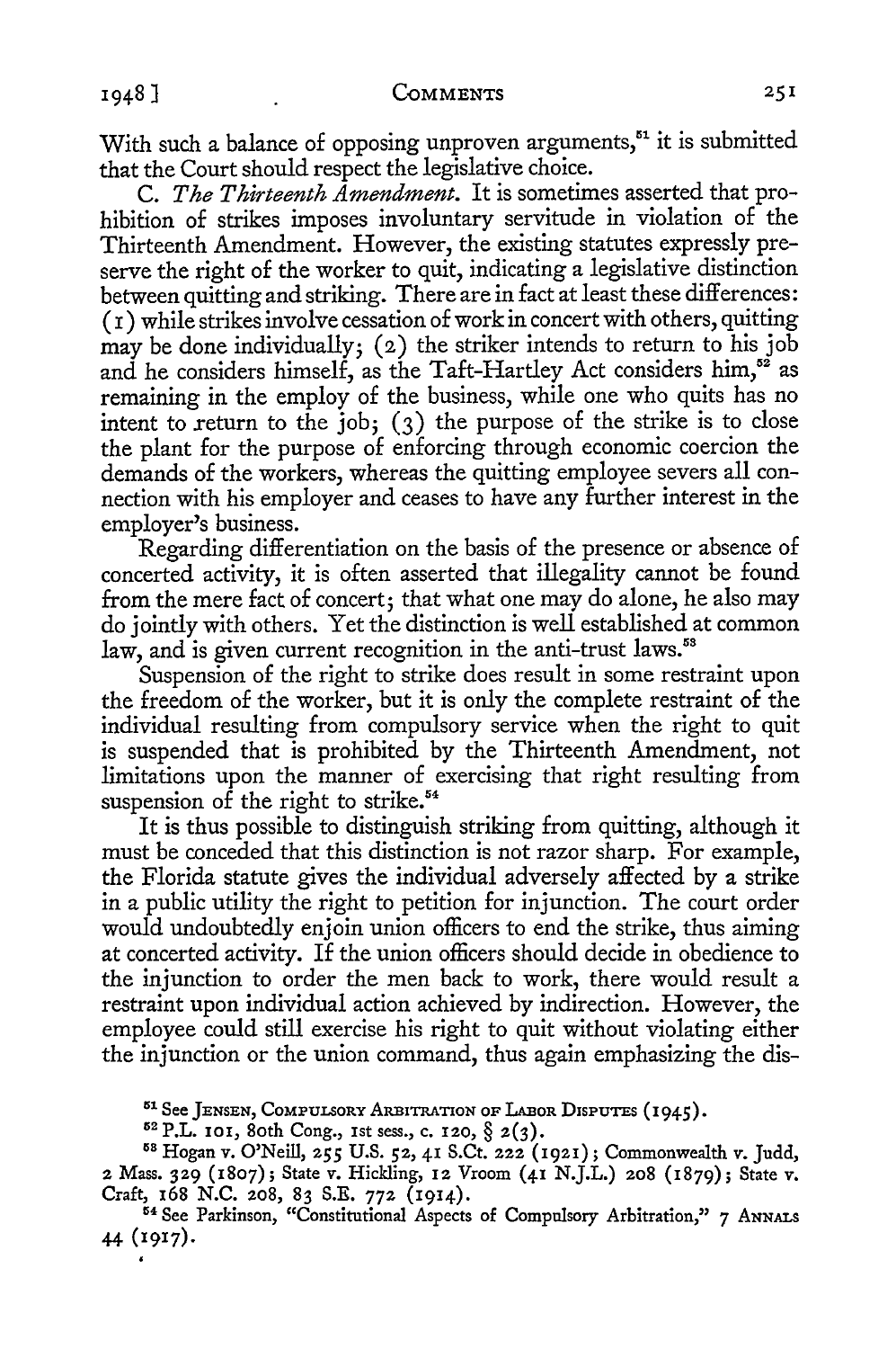With such a balance of opposing unproven arguments,[51] it is submitted that the Court should respect the legislative choice.

C. *The Thirteenth Amendment.* It is sometimes asserted that prohibition of strikes imposes involuntary servitude in violation of the Thirteenth Amendment. However, the existing statutes expressly preserve the right of the worker to quit, indicating a legislative distinction between quitting and striking. There are in fact at least these differences: (1) while strikes involve cessation of work in concert with others, quitting may be done individually; (2) the striker intends to return to his job and he considers himself, as the Taft-Hartley Act considers him,[52] as remaining in the employ of the business, while one who quits has no intent to return to the job; (3) the purpose of the strike is to close the plant for the purpose of enforcing through economic coercion the demands of the workers, whereas the quitting employee severs all connection with his employer and ceases to have any further interest in the employer's business.

Regarding differentiation on the basis of the presence or absence of concerted activity, it is often asserted that illegality cannot be found from the mere fact of concert; that what one may do alone, he also may do jointly with others. Yet the distinction is well established at common law, and is given current recognition in the anti-trust laws.[53]

Suspension of the right to strike does result in some restraint upon the freedom of the worker, but it is only the complete restraint of the individual resulting from compulsory service when the right to quit is suspended that is prohibited by the Thirteenth Amendment, not limitations upon the manner of exercising that right resulting from suspension of the right to strike.[54]

It is thus possible to distinguish striking from quitting, although it must be conceded that this distinction is not razor sharp. For example, the Florida statute gives the individual adversely affected by a strike in a public utility the right to petition for injunction. The court order would undoubtedly enjoin union officers to end the strike, thus aiming at concerted activity. If the union officers should decide in obedience to the injunction to order the men back to work, there would result a restraint upon individual action achieved by indirection. However, the employee could still exercise his right to quit without violating either the injunction or the union command, thus again emphasizing the dis-

---

[51] See JENSEN, COMPULSORY ARBITRATION OF LABOR DISPUTES (1945).

[52] P.L. 101, 80th Cong., 1st sess., c. 120, § 2(3).

[53] Hogan v. O'Neill, 255 U.S. 52, 41 S.Ct. 222 (1921); Commonwealth v. Judd, 2 Mass. 329 (1807); State v. Hickling, 12 Vroom (41 N.J.L.) 208 (1879); State v. Craft, 168 N.C. 208, 83 S.E. 772 (1914).

[54] See Parkinson, "Constitutional Aspects of Compulsory Arbitration," 7 ANNALS 44 (1917).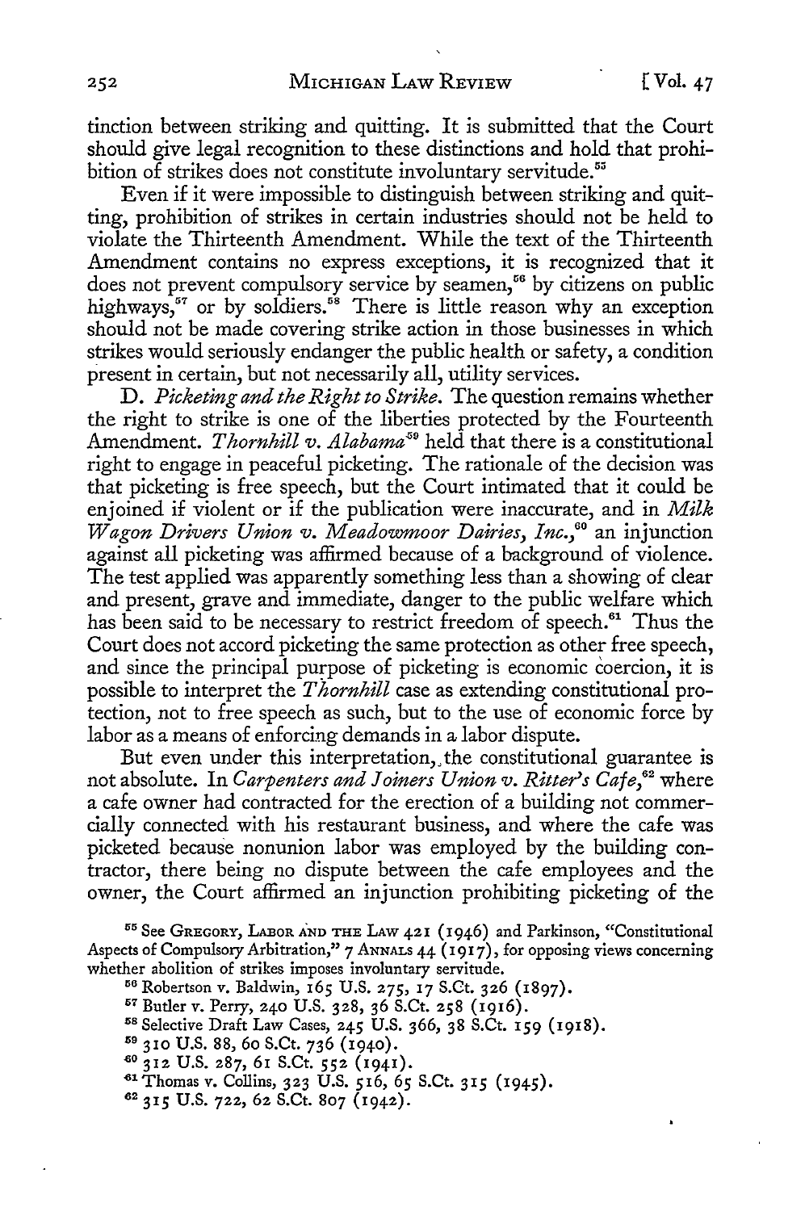tinction between striking and quitting. It is submitted that the Court should give legal recognition to these distinctions and hold that prohibition of strikes does not constitute involuntary servitude.[55]

Even if it were impossible to distinguish between striking and quitting, prohibition of strikes in certain industries should not be held to violate the Thirteenth Amendment. While the text of the Thirteenth Amendment contains no express exceptions, it is recognized that it does not prevent compulsory service by seamen,[56] by citizens on public highways,[57] or by soldiers.[58] There is little reason why an exception should not be made covering strike action in those businesses in which strikes would seriously endanger the public health or safety, a condition present in certain, but not necessarily all, utility services.

D. *Picketing and the Right to Strike.* The question remains whether the right to strike is one of the liberties protected by the Fourteenth Amendment. *Thornhill v. Alabama*[59] held that there is a constitutional right to engage in peaceful picketing. The rationale of the decision was that picketing is free speech, but the Court intimated that it could be enjoined if violent or if the publication were inaccurate, and in *Milk Wagon Drivers Union v. Meadowmoor Dairies, Inc.*,[60] an injunction against all picketing was affirmed because of a background of violence. The test applied was apparently something less than a showing of clear and present, grave and immediate, danger to the public welfare which has been said to be necessary to restrict freedom of speech.[61] Thus the Court does not accord picketing the same protection as other free speech, and since the principal purpose of picketing is economic coercion, it is possible to interpret the *Thornhill* case as extending constitutional protection, not to free speech as such, but to the use of economic force by labor as a means of enforcing demands in a labor dispute.

But even under this interpretation, the constitutional guarantee is not absolute. In *Carpenters and Joiners Union v. Ritter's Cafe*,[62] where a cafe owner had contracted for the erection of a building not commercially connected with his restaurant business, and where the cafe was picketed because nonunion labor was employed by the building contractor, there being no dispute between the cafe employees and the owner, the Court affirmed an injunction prohibiting picketing of the

---

[55] See GREGORY, LABOR AND THE LAW 421 (1946) and Parkinson, "Constitutional Aspects of Compulsory Arbitration," 7 ANNALS 44 (1917), for opposing views concerning whether abolition of strikes imposes involuntary servitude.

[56] Robertson v. Baldwin, 165 U.S. 275, 17 S.Ct. 326 (1897).

[57] Butler v. Perry, 240 U.S. 328, 36 S.Ct. 258 (1916).

[58] Selective Draft Law Cases, 245 U.S. 366, 38 S.Ct. 159 (1918).

[59] 310 U.S. 88, 60 S.Ct. 736 (1940).

[60] 312 U.S. 287, 61 S.Ct. 552 (1941).

[61] Thomas v. Collins, 323 U.S. 516, 65 S.Ct. 315 (1945).

[62] 315 U.S. 722, 62 S.Ct. 807 (1942).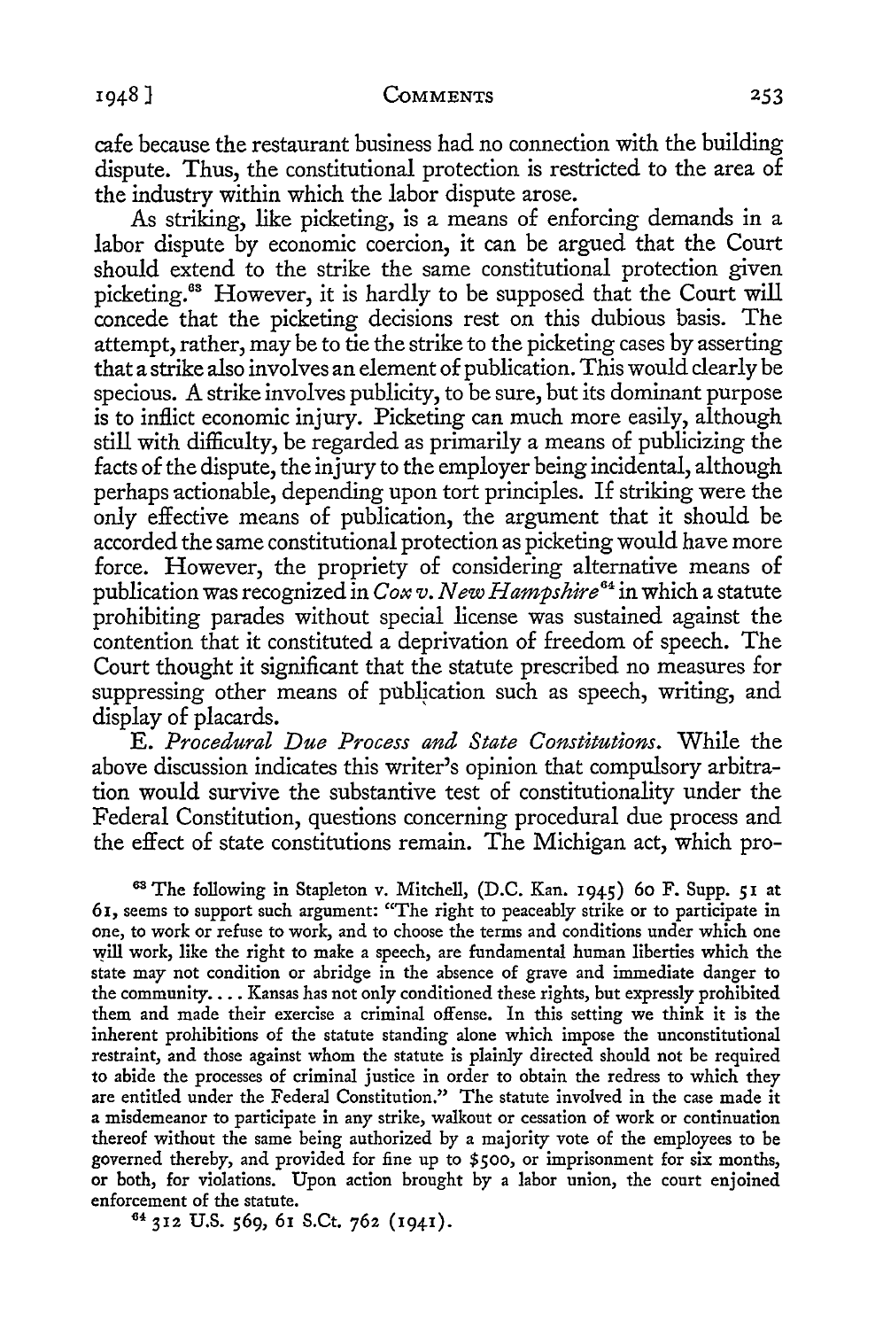cafe because the restaurant business had no connection with the building dispute. Thus, the constitutional protection is restricted to the area of the industry within which the labor dispute arose.

As striking, like picketing, is a means of enforcing demands in a labor dispute by economic coercion, it can be argued that the Court should extend to the strike the same constitutional protection given picketing.[63] However, it is hardly to be supposed that the Court will concede that the picketing decisions rest on this dubious basis. The attempt, rather, may be to tie the strike to the picketing cases by asserting that a strike also involves an element of publication. This would clearly be specious. A strike involves publicity, to be sure, but its dominant purpose is to inflict economic injury. Picketing can much more easily, although still with difficulty, be regarded as primarily a means of publicizing the facts of the dispute, the injury to the employer being incidental, although perhaps actionable, depending upon tort principles. If striking were the only effective means of publication, the argument that it should be accorded the same constitutional protection as picketing would have more force. However, the propriety of considering alternative means of publication was recognized in *Cox v. New Hampshire*[64] in which a statute prohibiting parades without special license was sustained against the contention that it constituted a deprivation of freedom of speech. The Court thought it significant that the statute prescribed no measures for suppressing other means of publication such as speech, writing, and display of placards.

E. *Procedural Due Process and State Constitutions.* While the above discussion indicates this writer's opinion that compulsory arbitration would survive the substantive test of constitutionality under the Federal Constitution, questions concerning procedural due process and the effect of state constitutions remain. The Michigan act, which pro-

[63] The following in Stapleton v. Mitchell, (D.C. Kan. 1945) 60 F. Supp. 51 at 61, seems to support such argument: "The right to peaceably strike or to participate in one, to work or refuse to work, and to choose the terms and conditions under which one will work, like the right to make a speech, are fundamental human liberties which the state may not condition or abridge in the absence of grave and immediate danger to the community. . . . Kansas has not only conditioned these rights, but expressly prohibited them and made their exercise a criminal offense. In this setting we think it is the inherent prohibitions of the statute standing alone which impose the unconstitutional restraint, and those against whom the statute is plainly directed should not be required to abide the processes of criminal justice in order to obtain the redress to which they are entitled under the Federal Constitution." The statute involved in the case made it a misdemeanor to participate in any strike, walkout or cessation of work or continuation thereof without the same being authorized by a majority vote of the employees to be governed thereby, and provided for fine up to $500, or imprisonment for six months, or both, for violations. Upon action brought by a labor union, the court enjoined enforcement of the statute.

[64] 312 U.S. 569, 61 S.Ct. 762 (1941).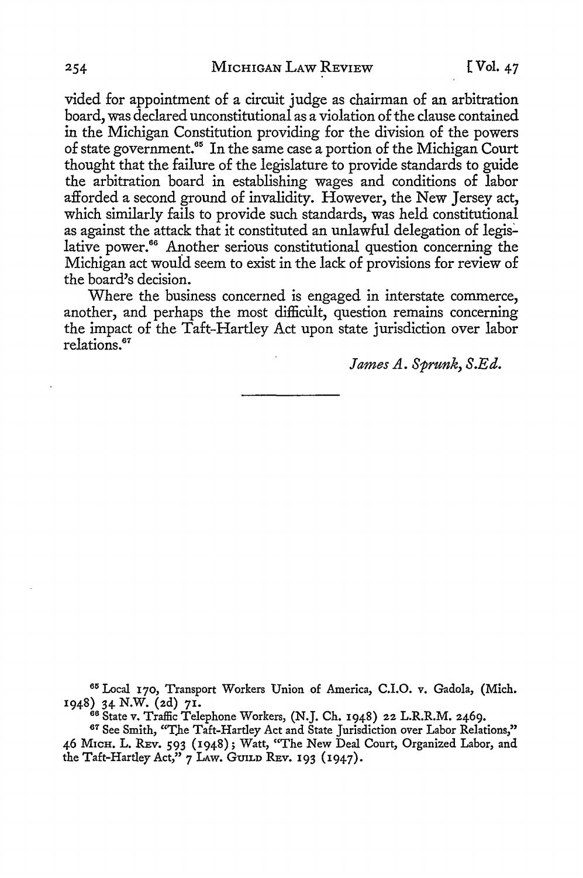vided for appointment of a circuit judge as chairman of an arbitration board, was declared unconstitutional as a violation of the clause contained in the Michigan Constitution providing for the division of the powers of state government.[65] In the same case a portion of the Michigan Court thought that the failure of the legislature to provide standards to guide the arbitration board in establishing wages and conditions of labor afforded a second ground of invalidity. However, the New Jersey act, which similarly fails to provide such standards, was held constitutional as against the attack that it constituted an unlawful delegation of legislative power.[66] Another serious constitutional question concerning the Michigan act would seem to exist in the lack of provisions for review of the board's decision.

Where the business concerned is engaged in interstate commerce, another, and perhaps the most difficult, question remains concerning the impact of the Taft-Hartley Act upon state jurisdiction over labor relations.[67]

*James A. Sprunk, S.Ed.*

---

[65] Local 170, Transport Workers Union of America, C.I.O. v. Gadola, (Mich. 1948) 34 N.W. (2d) 71.

[66] State v. Traffic Telephone Workers, (N.J. Ch. 1948) 22 L.R.R.M. 2469.

[67] See Smith, "The Taft-Hartley Act and State Jurisdiction over Labor Relations," 46 Mich. L. Rev. 593 (1948); Watt, "The New Deal Court, Organized Labor, and the Taft-Hartley Act," 7 Law. Guild Rev. 193 (1947).